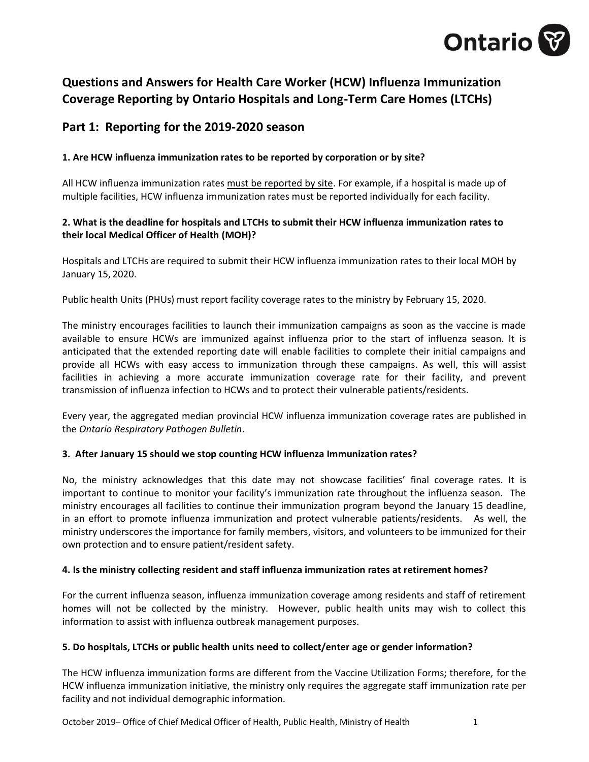# Questions and Answers for Health Care Worker (HCW) Influenza Immunization Coverage Reporting by Ontario Hospitals and Long-Term Care Homes (LTCHs)

## Part 1: Reporting for the 2019-2020 season

### 1. Are HCW influenza immunization rates to be reported by corporation or by site?

All HCW influenza immunization rates must be reported by site. For example, if a hospital is made up of multiple facilities, HCW influenza immunization rates must be reported individually for each facility.

### 2. What is the deadline for hospitals and LTCHs to submit their HCW influenza immunization rates to their local Medical Officer of Health (MOH)?

Hospitals and LTCHs are required to submit their HCW influenza immunization rates to their local MOH by January 15, 2020.

Public health Units (PHUs) must report facility coverage rates to the ministry by February 15, 2020.

The ministry encourages facilities to launch their immunization campaigns as soon as the vaccine is made available to ensure HCWs are immunized against influenza prior to the start of influenza season. It is anticipated that the extended reporting date will enable facilities to complete their initial campaigns and provide all HCWs with easy access to immunization through these campaigns. As well, this will assist facilities in achieving a more accurate immunization coverage rate for their facility, and prevent transmission of influenza infection to HCWs and to protect their vulnerable patients/residents.

Every year, the aggregated median provincial HCW influenza immunization coverage rates are published in the *Ontario Respiratory Pathogen Bulletin*.

### 3. After January 15 should we stop counting HCW influenza Immunization rates?

No, the ministry acknowledges that this date may not showcase facilities' final coverage rates. It is important to continue to monitor your facility's immunization rate throughout the influenza season. The ministry encourages all facilities to continue their immunization program beyond the January 15 deadline, in an effort to promote influenza immunization and protect vulnerable patients/residents. As well, the ministry underscores the importance for family members, visitors, and volunteers to be immunized for their own protection and to ensure patient/resident safety.

### 4. Is the ministry collecting resident and staff influenza immunization rates at retirement homes?

For the current influenza season, influenza immunization coverage among residents and staff of retirement homes will not be collected by the ministry. However, public health units may wish to collect this information to assist with influenza outbreak management purposes.

### 5. Do hospitals, LTCHs or public health units need to collect/enter age or gender information?

The HCW influenza immunization forms are different from the Vaccine Utilization Forms; therefore, for the HCW influenza immunization initiative, the ministry only requires the aggregate staff immunization rate per facility and not individual demographic information.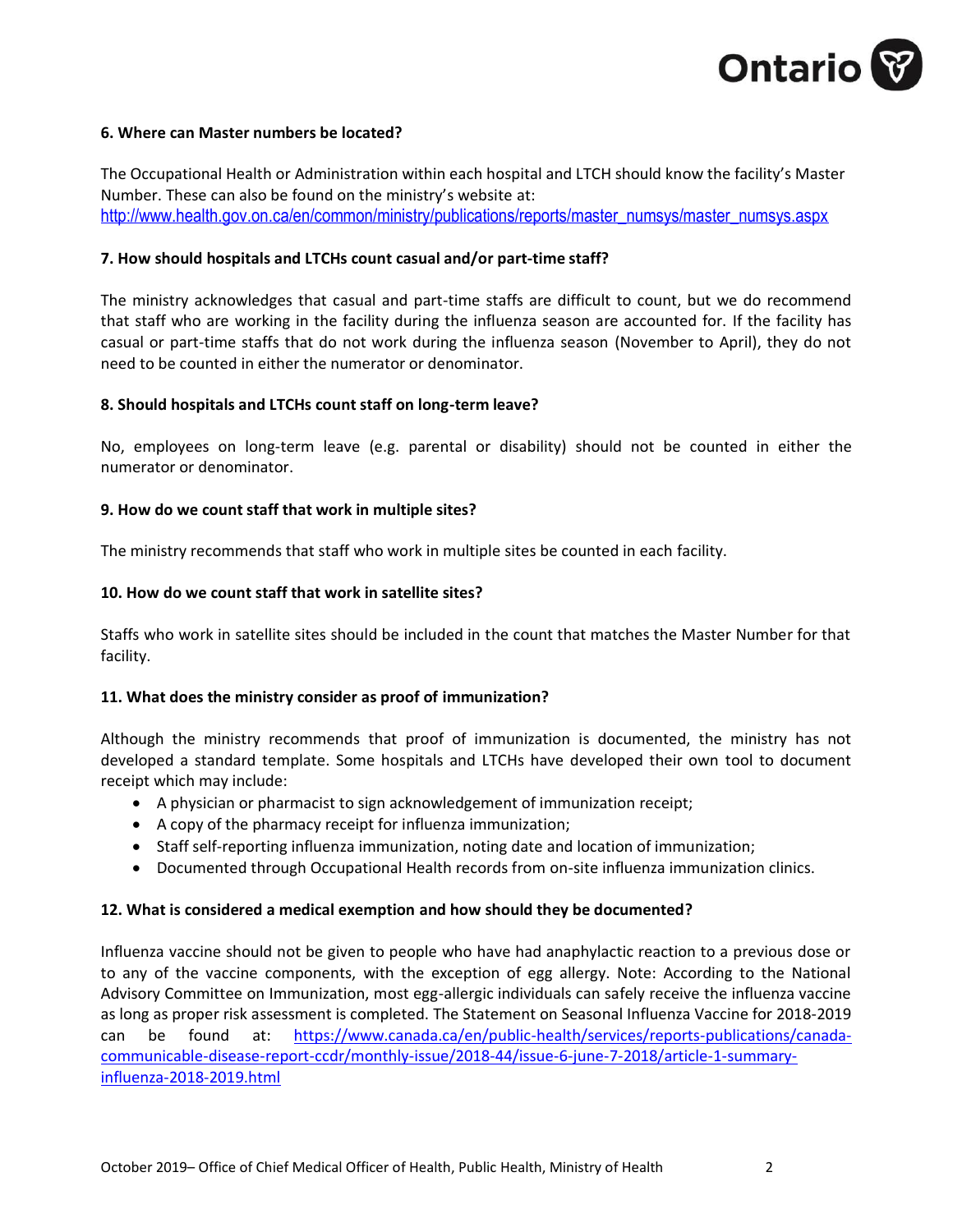**6. Where can Master numbers be located?**

The Occupational Health or Administration within each hospital and LTCH should know the facility's Master Number. These can also be found on the ministry's website at: http://www.health.gov.on.ca/en/common/ministry/publications/reports/master_numsys/master_numsys.aspx

**7. How should hospitals and LTCHs count casual and/or part-time staff?**

The ministry acknowledges that casual and part-time staffs are difficult to count, but we do recommend that staff who are working in the facility during the influenza season are accounted for. If the facility has casual or part-time staffs that do not work during the influenza season (November to April), they do not need to be counted in either the numerator or denominator.

**8. Should hospitals and LTCHs count staff on long-term leave?**

No, employees on long-term leave (e.g. parental or disability) should not be counted in either the numerator or denominator.

**9. How do we count staff that work in multiple sites?**

The ministry recommends that staff who work in multiple sites be counted in each facility.

**10. How do we count staff that work in satellite sites?**

Staffs who work in satellite sites should be included in the count that matches the Master Number for that facility.

**11. What does the ministry consider as proof of immunization?**

Although the ministry recommends that proof of immunization is documented, the ministry has not developed a standard template. Some hospitals and LTCHs have developed their own tool to document receipt which may include:

- A physician or pharmacist to sign acknowledgement of immunization receipt;
- A copy of the pharmacy receipt for influenza immunization;
- Staff self-reporting influenza immunization, noting date and location of immunization;
- Documented through Occupational Health records from on-site influenza immunization clinics.

**12. What is considered a medical exemption and how should they be documented?**

Influenza vaccine should not be given to people who have had anaphylactic reaction to a previous dose or to any of the vaccine components, with the exception of egg allergy. Note: According to the National Advisory Committee on Immunization, most egg-allergic individuals can safely receive the influenza vaccine as long as proper risk assessment is completed. The Statement on Seasonal Influenza Vaccine for 2018-2019 can be found at: https://www.canada.ca/en/public-health/services/reports-publications/canada-communicable-disease-report-ccdr/monthly-issue/2018-44/issue-6-june-7-2018/article-1-summary-influenza-2018-2019.html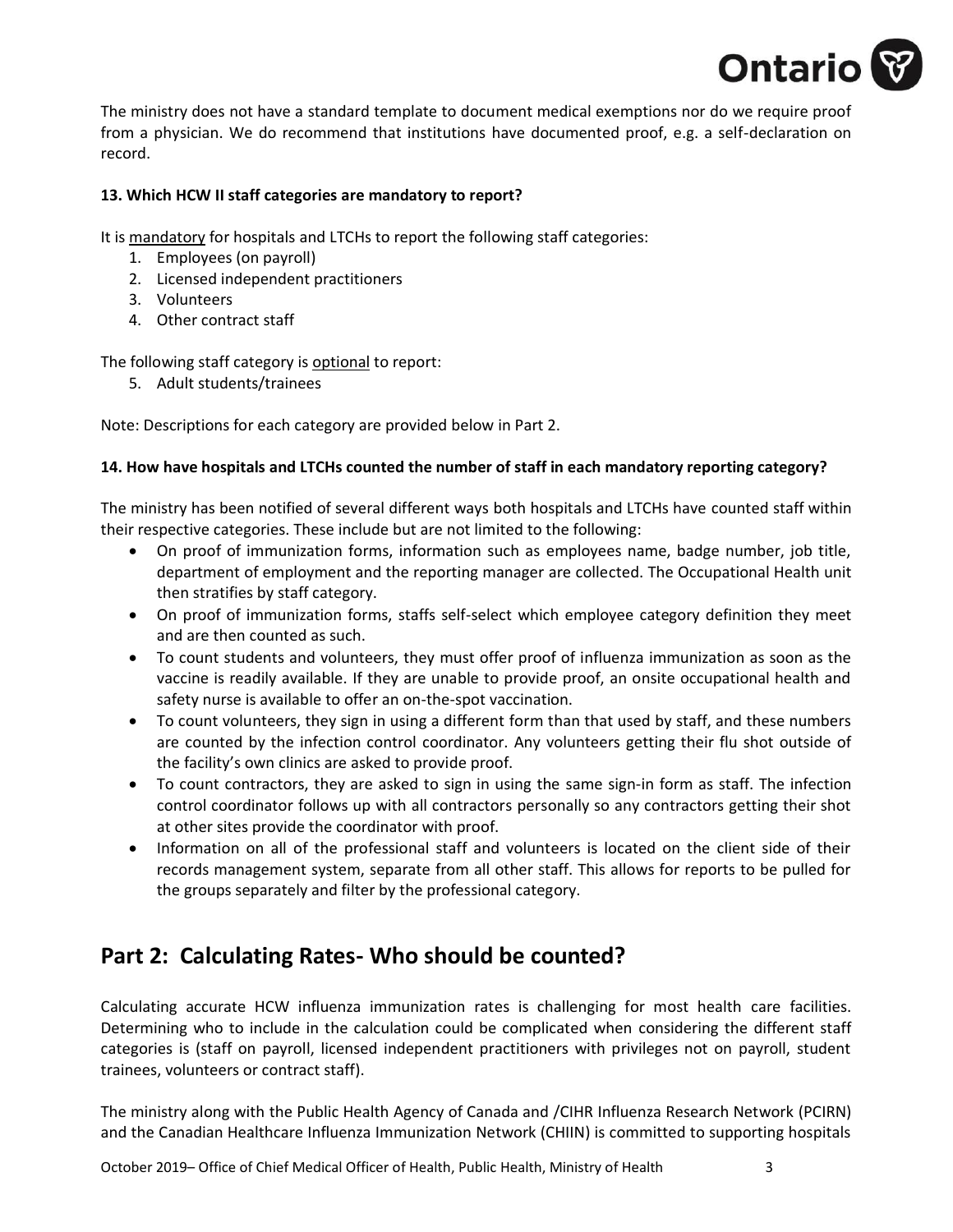The ministry does not have a standard template to document medical exemptions nor do we require proof from a physician. We do recommend that institutions have documented proof, e.g. a self-declaration on record.

**13. Which HCW II staff categories are mandatory to report?**

It is mandatory for hospitals and LTCHs to report the following staff categories:

1. Employees (on payroll)
2. Licensed independent practitioners
3. Volunteers
4. Other contract staff

The following staff category is optional to report:

5. Adult students/trainees

Note: Descriptions for each category are provided below in Part 2.

**14. How have hospitals and LTCHs counted the number of staff in each mandatory reporting category?**

The ministry has been notified of several different ways both hospitals and LTCHs have counted staff within their respective categories. These include but are not limited to the following:

- On proof of immunization forms, information such as employees name, badge number, job title, department of employment and the reporting manager are collected. The Occupational Health unit then stratifies by staff category.
- On proof of immunization forms, staffs self-select which employee category definition they meet and are then counted as such.
- To count students and volunteers, they must offer proof of influenza immunization as soon as the vaccine is readily available. If they are unable to provide proof, an onsite occupational health and safety nurse is available to offer an on-the-spot vaccination.
- To count volunteers, they sign in using a different form than that used by staff, and these numbers are counted by the infection control coordinator. Any volunteers getting their flu shot outside of the facility's own clinics are asked to provide proof.
- To count contractors, they are asked to sign in using the same sign-in form as staff. The infection control coordinator follows up with all contractors personally so any contractors getting their shot at other sites provide the coordinator with proof.
- Information on all of the professional staff and volunteers is located on the client side of their records management system, separate from all other staff. This allows for reports to be pulled for the groups separately and filter by the professional category.

## Part 2: Calculating Rates- Who should be counted?

Calculating accurate HCW influenza immunization rates is challenging for most health care facilities. Determining who to include in the calculation could be complicated when considering the different staff categories is (staff on payroll, licensed independent practitioners with privileges not on payroll, student trainees, volunteers or contract staff).

The ministry along with the Public Health Agency of Canada and /CIHR Influenza Research Network (PCIRN) and the Canadian Healthcare Influenza Immunization Network (CHIIN) is committed to supporting hospitals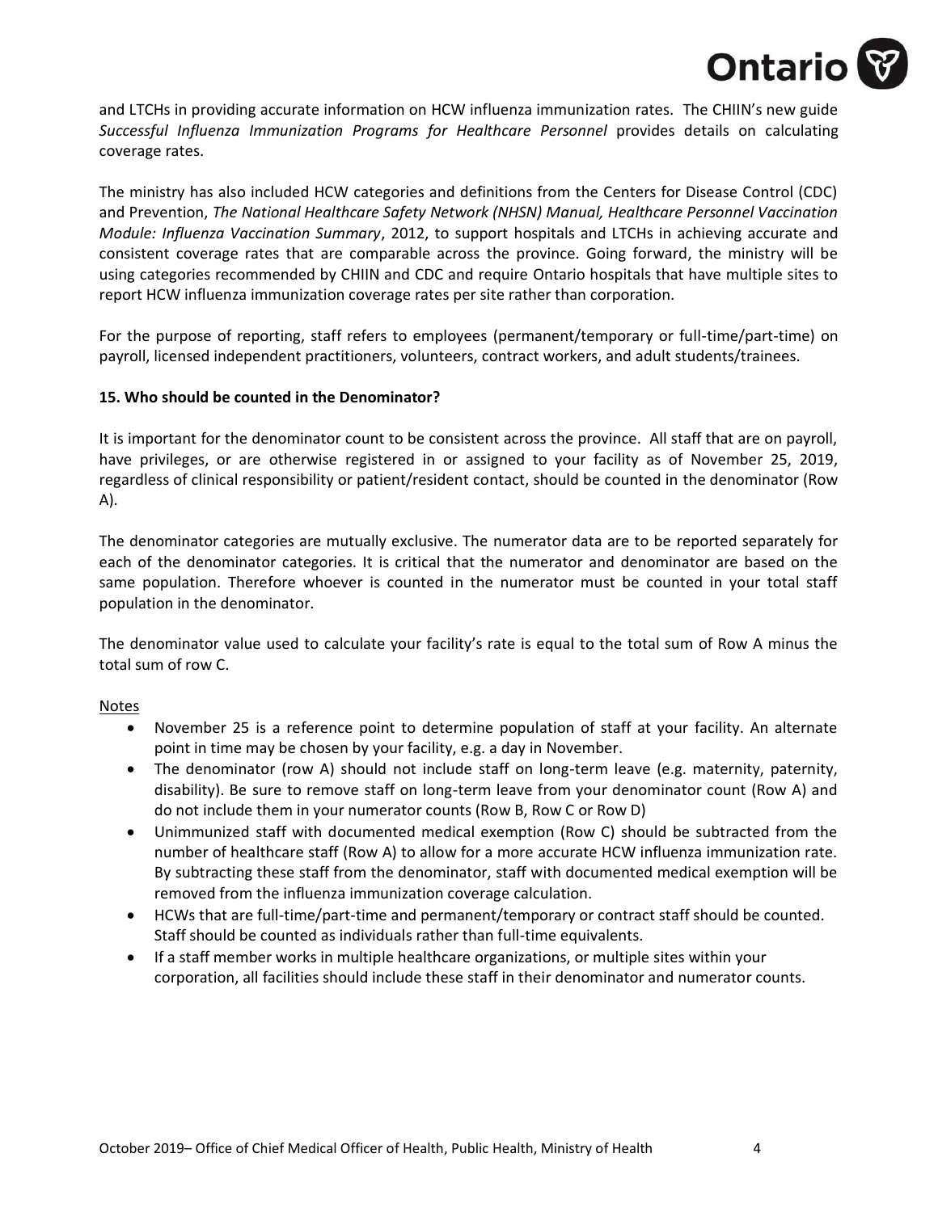and LTCHs in providing accurate information on HCW influenza immunization rates. The CHIIN's new guide *Successful Influenza Immunization Programs for Healthcare Personnel* provides details on calculating coverage rates.

The ministry has also included HCW categories and definitions from the Centers for Disease Control (CDC) and Prevention, *The National Healthcare Safety Network (NHSN) Manual, Healthcare Personnel Vaccination Module: Influenza Vaccination Summary*, 2012, to support hospitals and LTCHs in achieving accurate and consistent coverage rates that are comparable across the province. Going forward, the ministry will be using categories recommended by CHIIN and CDC and require Ontario hospitals that have multiple sites to report HCW influenza immunization coverage rates per site rather than corporation.

For the purpose of reporting, staff refers to employees (permanent/temporary or full-time/part-time) on payroll, licensed independent practitioners, volunteers, contract workers, and adult students/trainees.

### 15. Who should be counted in the Denominator?

It is important for the denominator count to be consistent across the province. All staff that are on payroll, have privileges, or are otherwise registered in or assigned to your facility as of November 25, 2019, regardless of clinical responsibility or patient/resident contact, should be counted in the denominator (Row A).

The denominator categories are mutually exclusive. The numerator data are to be reported separately for each of the denominator categories. It is critical that the numerator and denominator are based on the same population. Therefore whoever is counted in the numerator must be counted in your total staff population in the denominator.

The denominator value used to calculate your facility's rate is equal to the total sum of Row A minus the total sum of row C.

Notes

- November 25 is a reference point to determine population of staff at your facility. An alternate point in time may be chosen by your facility, e.g. a day in November.
- The denominator (row A) should not include staff on long-term leave (e.g. maternity, paternity, disability). Be sure to remove staff on long-term leave from your denominator count (Row A) and do not include them in your numerator counts (Row B, Row C or Row D)
- Unimmunized staff with documented medical exemption (Row C) should be subtracted from the number of healthcare staff (Row A) to allow for a more accurate HCW influenza immunization rate. By subtracting these staff from the denominator, staff with documented medical exemption will be removed from the influenza immunization coverage calculation.
- HCWs that are full-time/part-time and permanent/temporary or contract staff should be counted. Staff should be counted as individuals rather than full-time equivalents.
- If a staff member works in multiple healthcare organizations, or multiple sites within your corporation, all facilities should include these staff in their denominator and numerator counts.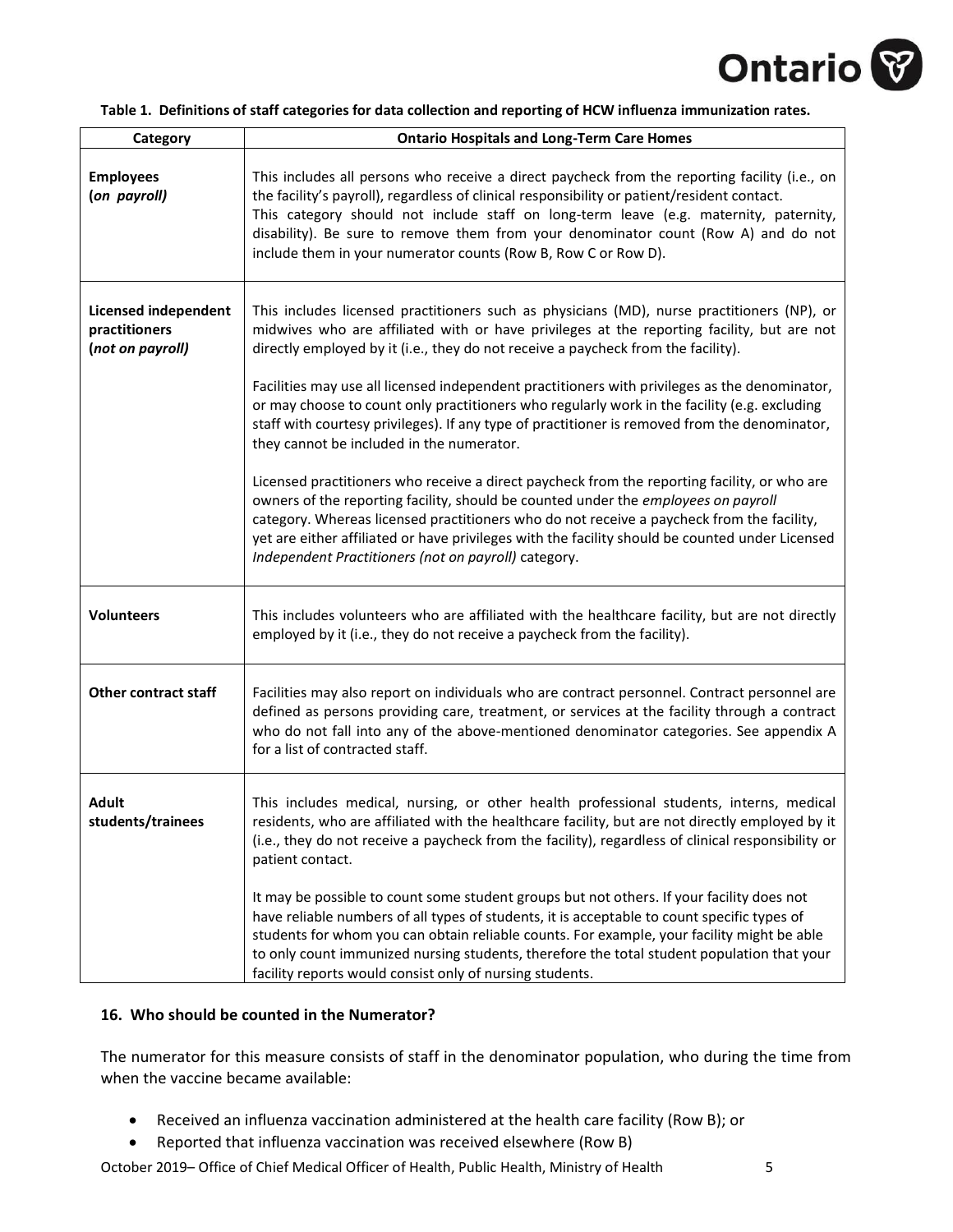**Table 1. Definitions of staff categories for data collection and reporting of HCW influenza immunization rates.**

| Category | Ontario Hospitals and Long-Term Care Homes |
| --- | --- |
| **Employees (*on payroll*)** | This includes all persons who receive a direct paycheck from the reporting facility (i.e., on the facility's payroll), regardless of clinical responsibility or patient/resident contact. This category should not include staff on long-term leave (e.g. maternity, paternity, disability). Be sure to remove them from your denominator count (Row A) and do not include them in your numerator counts (Row B, Row C or Row D). |
| **Licensed independent practitioners (*not on payroll*)** | This includes licensed practitioners such as physicians (MD), nurse practitioners (NP), or midwives who are affiliated with or have privileges at the reporting facility, but are not directly employed by it (i.e., they do not receive a paycheck from the facility).<br><br>Facilities may use all licensed independent practitioners with privileges as the denominator, or may choose to count only practitioners who regularly work in the facility (e.g. excluding staff with courtesy privileges). If any type of practitioner is removed from the denominator, they cannot be included in the numerator.<br><br>Licensed practitioners who receive a direct paycheck from the reporting facility, or who are owners of the reporting facility, should be counted under the *employees on payroll* category. Whereas licensed practitioners who do not receive a paycheck from the facility, yet are either affiliated or have privileges with the facility should be counted under Licensed *Independent Practitioners (not on payroll)* category. |
| **Volunteers** | This includes volunteers who are affiliated with the healthcare facility, but are not directly employed by it (i.e., they do not receive a paycheck from the facility). |
| **Other contract staff** | Facilities may also report on individuals who are contract personnel. Contract personnel are defined as persons providing care, treatment, or services at the facility through a contract who do not fall into any of the above-mentioned denominator categories. See appendix A for a list of contracted staff. |
| **Adult students/trainees** | This includes medical, nursing, or other health professional students, interns, medical residents, who are affiliated with the healthcare facility, but are not directly employed by it (i.e., they do not receive a paycheck from the facility), regardless of clinical responsibility or patient contact.<br><br>It may be possible to count some student groups but not others. If your facility does not have reliable numbers of all types of students, it is acceptable to count specific types of students for whom you can obtain reliable counts. For example, your facility might be able to only count immunized nursing students, therefore the total student population that your facility reports would consist only of nursing students. |

### 16. Who should be counted in the Numerator?

The numerator for this measure consists of staff in the denominator population, who during the time from when the vaccine became available:

- Received an influenza vaccination administered at the health care facility (Row B); or
- Reported that influenza vaccination was received elsewhere (Row B)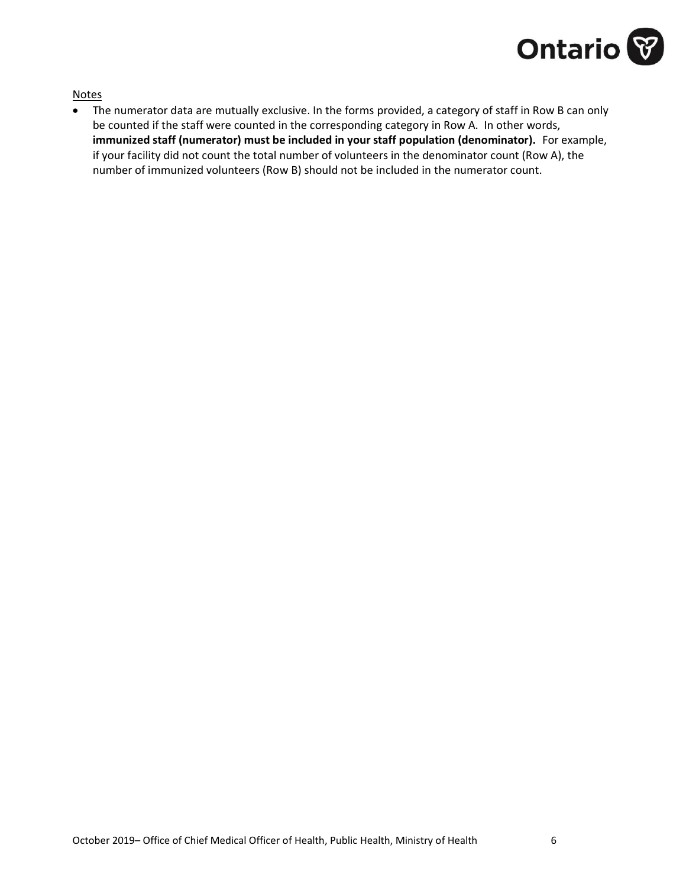Notes

- The numerator data are mutually exclusive. In the forms provided, a category of staff in Row B can only be counted if the staff were counted in the corresponding category in Row A. In other words, **immunized staff (numerator) must be included in your staff population (denominator).** For example, if your facility did not count the total number of volunteers in the denominator count (Row A), the number of immunized volunteers (Row B) should not be included in the numerator count.